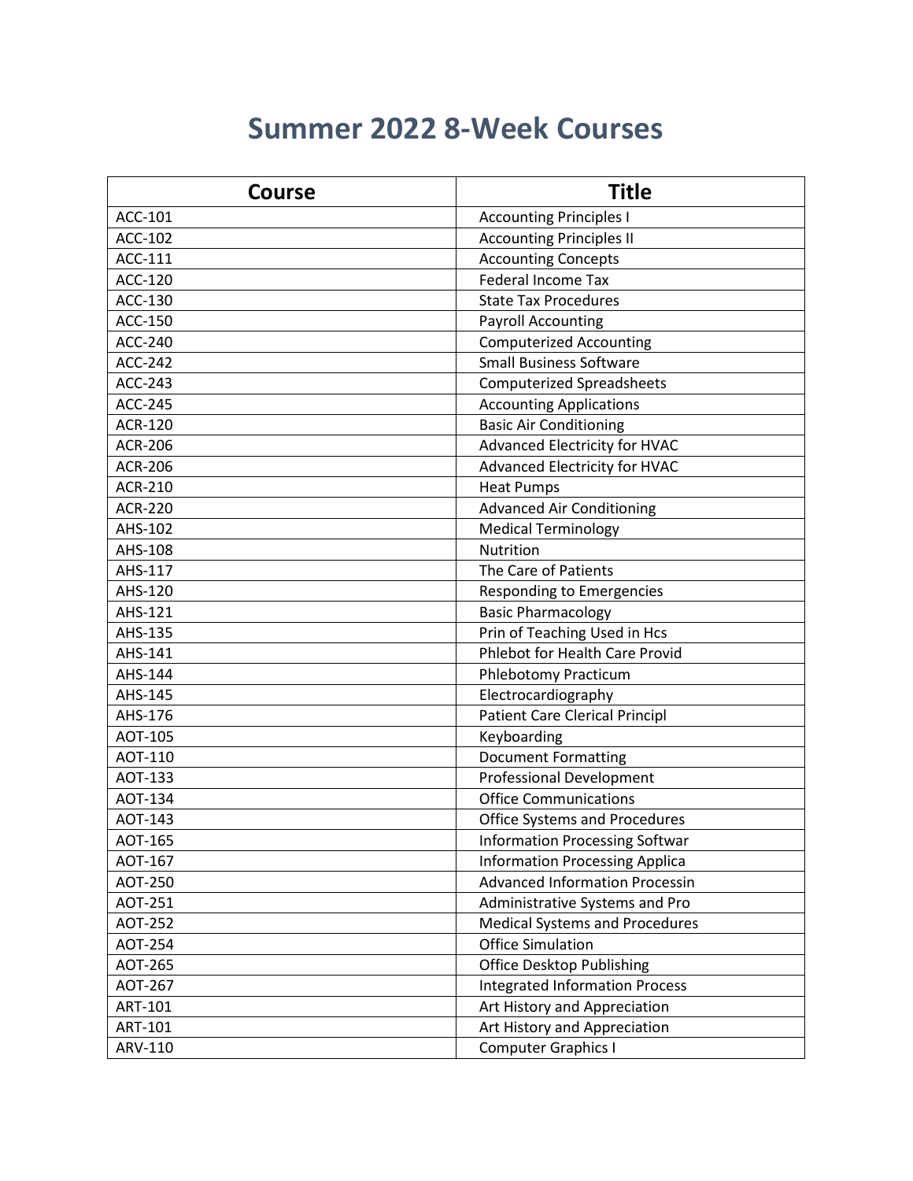# Summer 2022 8-Week Courses

| Course | Title |
|---|---|
| ACC-101 | Accounting Principles I |
| ACC-102 | Accounting Principles II |
| ACC-111 | Accounting Concepts |
| ACC-120 | Federal Income Tax |
| ACC-130 | State Tax Procedures |
| ACC-150 | Payroll Accounting |
| ACC-240 | Computerized Accounting |
| ACC-242 | Small Business Software |
| ACC-243 | Computerized Spreadsheets |
| ACC-245 | Accounting Applications |
| ACR-120 | Basic Air Conditioning |
| ACR-206 | Advanced Electricity for HVAC |
| ACR-206 | Advanced Electricity for HVAC |
| ACR-210 | Heat Pumps |
| ACR-220 | Advanced Air Conditioning |
| AHS-102 | Medical Terminology |
| AHS-108 | Nutrition |
| AHS-117 | The Care of Patients |
| AHS-120 | Responding to Emergencies |
| AHS-121 | Basic Pharmacology |
| AHS-135 | Prin of Teaching Used in Hcs |
| AHS-141 | Phlebot for Health Care Provid |
| AHS-144 | Phlebotomy Practicum |
| AHS-145 | Electrocardiography |
| AHS-176 | Patient Care Clerical Principl |
| AOT-105 | Keyboarding |
| AOT-110 | Document Formatting |
| AOT-133 | Professional Development |
| AOT-134 | Office Communications |
| AOT-143 | Office Systems and Procedures |
| AOT-165 | Information Processing Softwar |
| AOT-167 | Information Processing Applica |
| AOT-250 | Advanced Information Processin |
| AOT-251 | Administrative Systems and Pro |
| AOT-252 | Medical Systems and Procedures |
| AOT-254 | Office Simulation |
| AOT-265 | Office Desktop Publishing |
| AOT-267 | Integrated Information Process |
| ART-101 | Art History and Appreciation |
| ART-101 | Art History and Appreciation |
| ARV-110 | Computer Graphics I |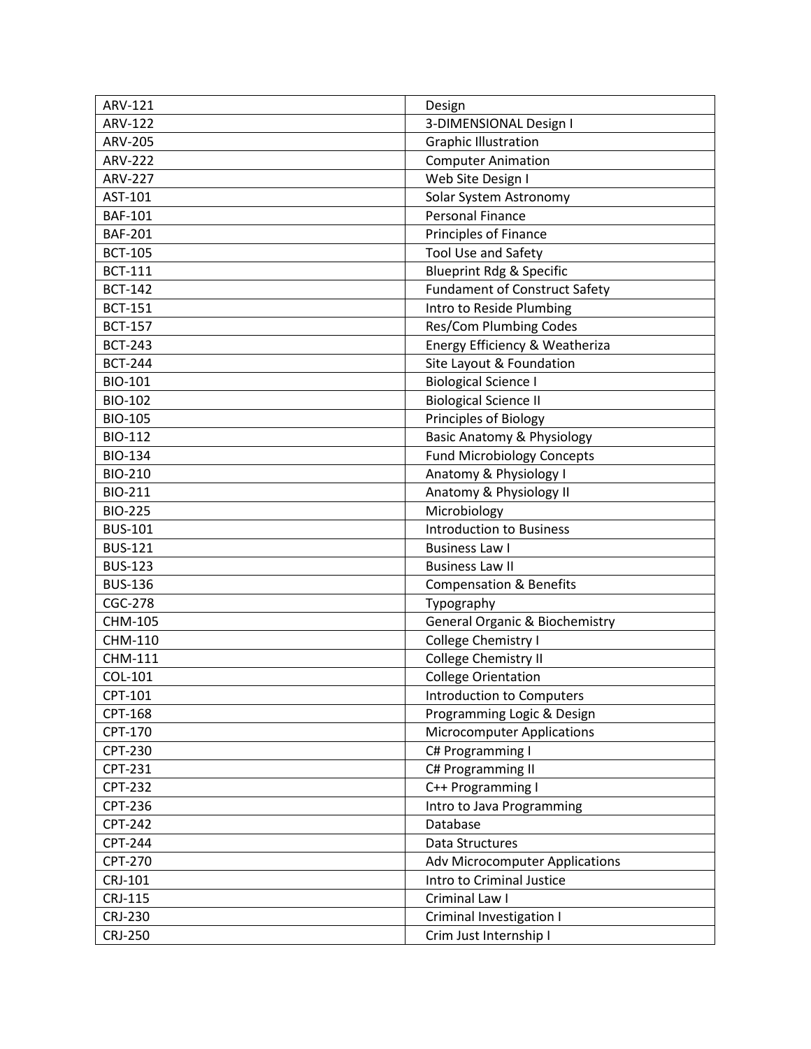| | |
|---|---|
| ARV-121 | Design |
| ARV-122 | 3-DIMENSIONAL Design I |
| ARV-205 | Graphic Illustration |
| ARV-222 | Computer Animation |
| ARV-227 | Web Site Design I |
| AST-101 | Solar System Astronomy |
| BAF-101 | Personal Finance |
| BAF-201 | Principles of Finance |
| BCT-105 | Tool Use and Safety |
| BCT-111 | Blueprint Rdg & Specific |
| BCT-142 | Fundament of Construct Safety |
| BCT-151 | Intro to Reside Plumbing |
| BCT-157 | Res/Com Plumbing Codes |
| BCT-243 | Energy Efficiency & Weatheriza |
| BCT-244 | Site Layout & Foundation |
| BIO-101 | Biological Science I |
| BIO-102 | Biological Science II |
| BIO-105 | Principles of Biology |
| BIO-112 | Basic Anatomy & Physiology |
| BIO-134 | Fund Microbiology Concepts |
| BIO-210 | Anatomy & Physiology I |
| BIO-211 | Anatomy & Physiology II |
| BIO-225 | Microbiology |
| BUS-101 | Introduction to Business |
| BUS-121 | Business Law I |
| BUS-123 | Business Law II |
| BUS-136 | Compensation & Benefits |
| CGC-278 | Typography |
| CHM-105 | General Organic & Biochemistry |
| CHM-110 | College Chemistry I |
| CHM-111 | College Chemistry II |
| COL-101 | College Orientation |
| CPT-101 | Introduction to Computers |
| CPT-168 | Programming Logic & Design |
| CPT-170 | Microcomputer Applications |
| CPT-230 | C# Programming I |
| CPT-231 | C# Programming II |
| CPT-232 | C++ Programming I |
| CPT-236 | Intro to Java Programming |
| CPT-242 | Database |
| CPT-244 | Data Structures |
| CPT-270 | Adv Microcomputer Applications |
| CRJ-101 | Intro to Criminal Justice |
| CRJ-115 | Criminal Law I |
| CRJ-230 | Criminal Investigation I |
| CRJ-250 | Crim Just Internship I |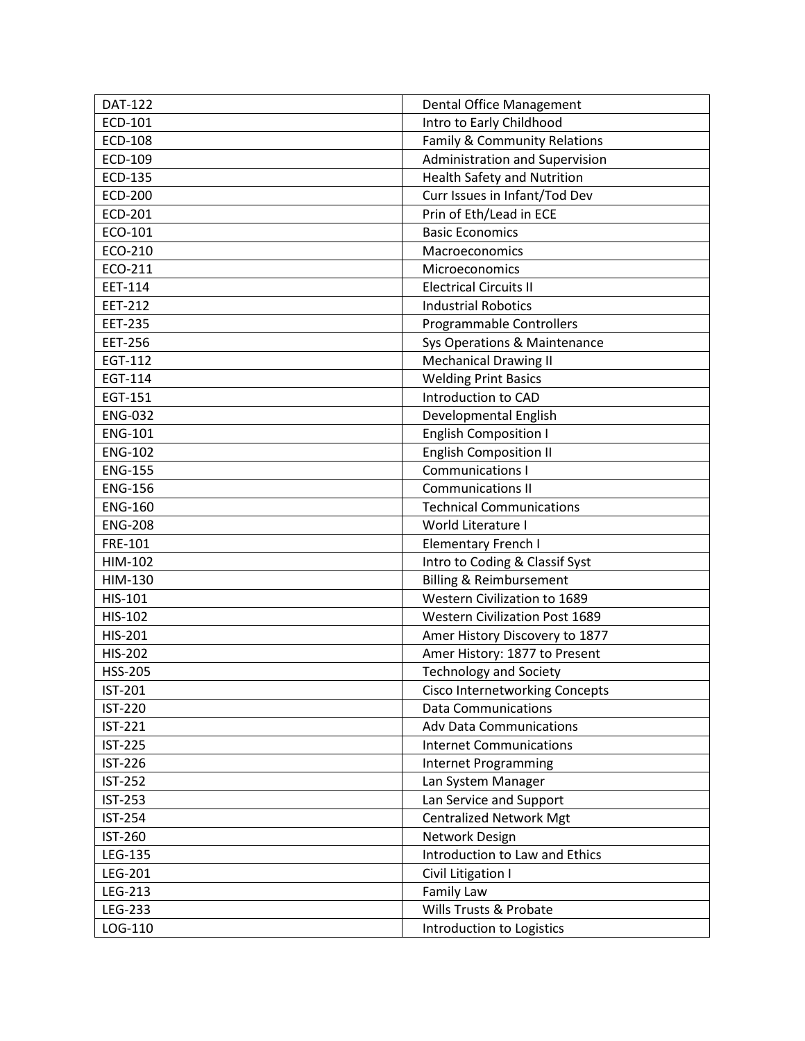| | |
|---|---|
| DAT-122 | Dental Office Management |
| ECD-101 | Intro to Early Childhood |
| ECD-108 | Family & Community Relations |
| ECD-109 | Administration and Supervision |
| ECD-135 | Health Safety and Nutrition |
| ECD-200 | Curr Issues in Infant/Tod Dev |
| ECD-201 | Prin of Eth/Lead in ECE |
| ECO-101 | Basic Economics |
| ECO-210 | Macroeconomics |
| ECO-211 | Microeconomics |
| EET-114 | Electrical Circuits II |
| EET-212 | Industrial Robotics |
| EET-235 | Programmable Controllers |
| EET-256 | Sys Operations & Maintenance |
| EGT-112 | Mechanical Drawing II |
| EGT-114 | Welding Print Basics |
| EGT-151 | Introduction to CAD |
| ENG-032 | Developmental English |
| ENG-101 | English Composition I |
| ENG-102 | English Composition II |
| ENG-155 | Communications I |
| ENG-156 | Communications II |
| ENG-160 | Technical Communications |
| ENG-208 | World Literature I |
| FRE-101 | Elementary French I |
| HIM-102 | Intro to Coding & Classif Syst |
| HIM-130 | Billing & Reimbursement |
| HIS-101 | Western Civilization to 1689 |
| HIS-102 | Western Civilization Post 1689 |
| HIS-201 | Amer History Discovery to 1877 |
| HIS-202 | Amer History: 1877 to Present |
| HSS-205 | Technology and Society |
| IST-201 | Cisco Internetworking Concepts |
| IST-220 | Data Communications |
| IST-221 | Adv Data Communications |
| IST-225 | Internet Communications |
| IST-226 | Internet Programming |
| IST-252 | Lan System Manager |
| IST-253 | Lan Service and Support |
| IST-254 | Centralized Network Mgt |
| IST-260 | Network Design |
| LEG-135 | Introduction to Law and Ethics |
| LEG-201 | Civil Litigation I |
| LEG-213 | Family Law |
| LEG-233 | Wills Trusts & Probate |
| LOG-110 | Introduction to Logistics |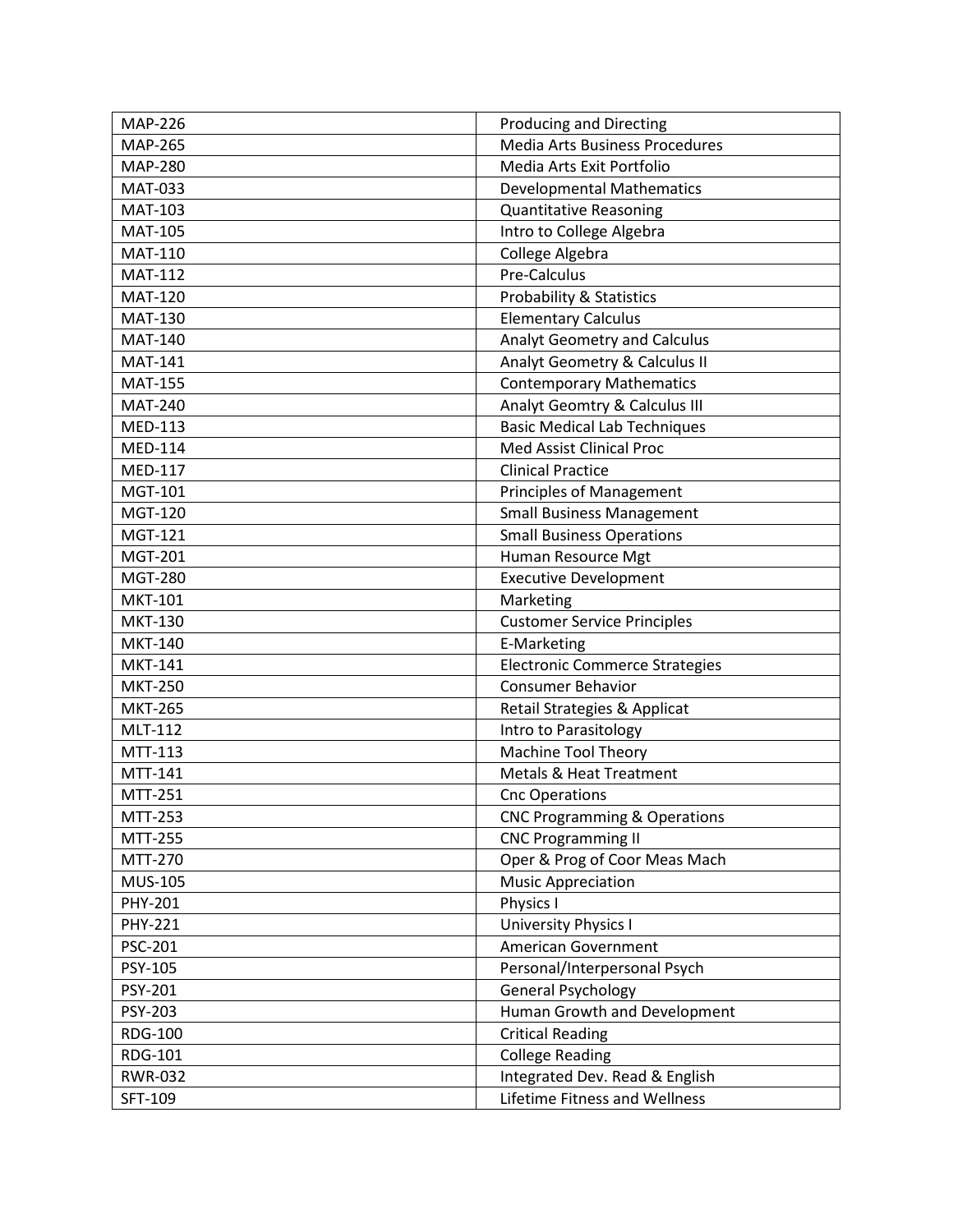| MAP-226 | Producing and Directing |
|---|---|
| MAP-265 | Media Arts Business Procedures |
| MAP-280 | Media Arts Exit Portfolio |
| MAT-033 | Developmental Mathematics |
| MAT-103 | Quantitative Reasoning |
| MAT-105 | Intro to College Algebra |
| MAT-110 | College Algebra |
| MAT-112 | Pre-Calculus |
| MAT-120 | Probability & Statistics |
| MAT-130 | Elementary Calculus |
| MAT-140 | Analyt Geometry and Calculus |
| MAT-141 | Analyt Geometry & Calculus II |
| MAT-155 | Contemporary Mathematics |
| MAT-240 | Analyt Geomtry & Calculus III |
| MED-113 | Basic Medical Lab Techniques |
| MED-114 | Med Assist Clinical Proc |
| MED-117 | Clinical Practice |
| MGT-101 | Principles of Management |
| MGT-120 | Small Business Management |
| MGT-121 | Small Business Operations |
| MGT-201 | Human Resource Mgt |
| MGT-280 | Executive Development |
| MKT-101 | Marketing |
| MKT-130 | Customer Service Principles |
| MKT-140 | E-Marketing |
| MKT-141 | Electronic Commerce Strategies |
| MKT-250 | Consumer Behavior |
| MKT-265 | Retail Strategies & Applicat |
| MLT-112 | Intro to Parasitology |
| MTT-113 | Machine Tool Theory |
| MTT-141 | Metals & Heat Treatment |
| MTT-251 | Cnc Operations |
| MTT-253 | CNC Programming & Operations |
| MTT-255 | CNC Programming II |
| MTT-270 | Oper & Prog of Coor Meas Mach |
| MUS-105 | Music Appreciation |
| PHY-201 | Physics I |
| PHY-221 | University Physics I |
| PSC-201 | American Government |
| PSY-105 | Personal/Interpersonal Psych |
| PSY-201 | General Psychology |
| PSY-203 | Human Growth and Development |
| RDG-100 | Critical Reading |
| RDG-101 | College Reading |
| RWR-032 | Integrated Dev. Read & English |
| SFT-109 | Lifetime Fitness and Wellness |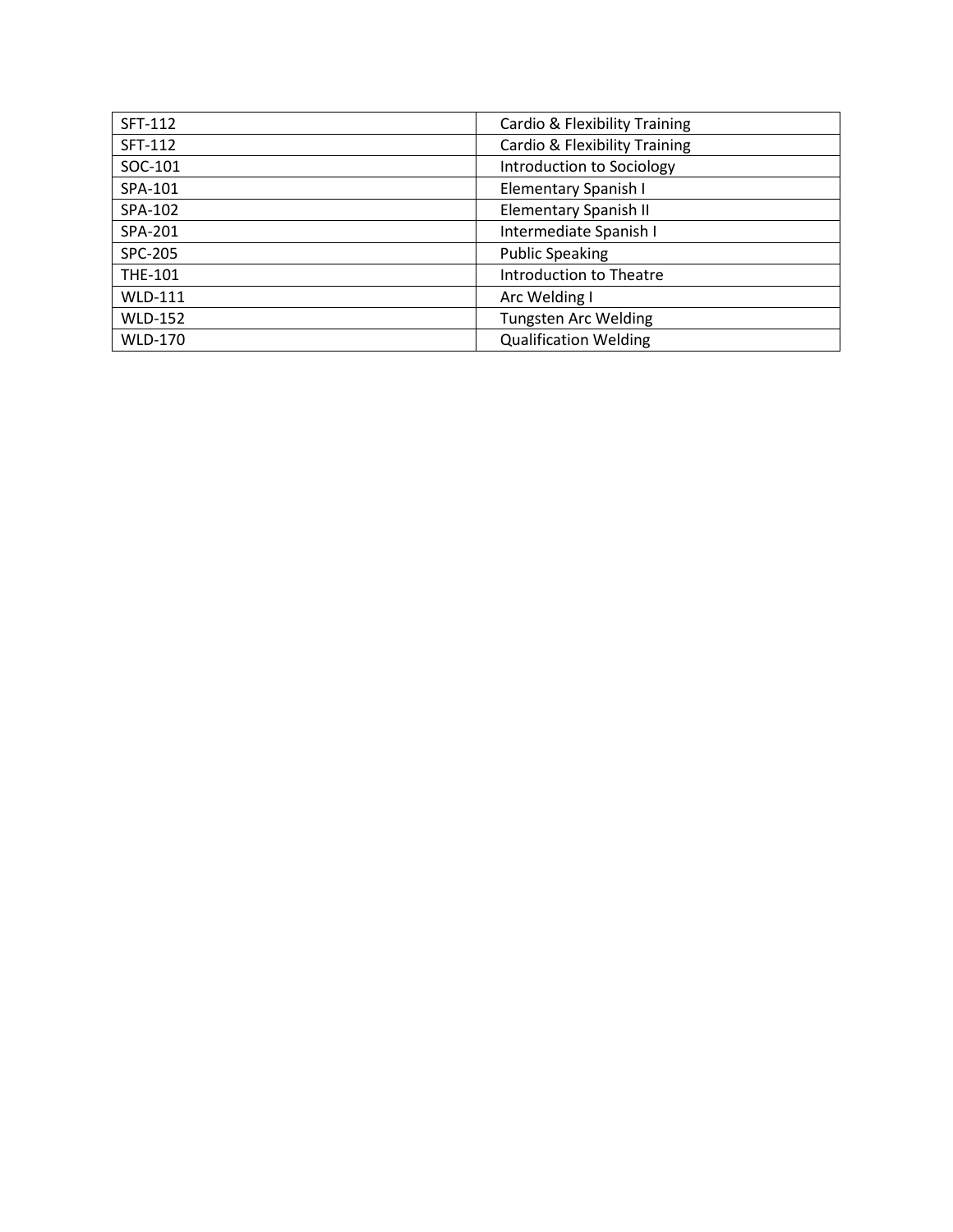| | |
|---|---|
| SFT-112 | Cardio & Flexibility Training |
| SFT-112 | Cardio & Flexibility Training |
| SOC-101 | Introduction to Sociology |
| SPA-101 | Elementary Spanish I |
| SPA-102 | Elementary Spanish II |
| SPA-201 | Intermediate Spanish I |
| SPC-205 | Public Speaking |
| THE-101 | Introduction to Theatre |
| WLD-111 | Arc Welding I |
| WLD-152 | Tungsten Arc Welding |
| WLD-170 | Qualification Welding |